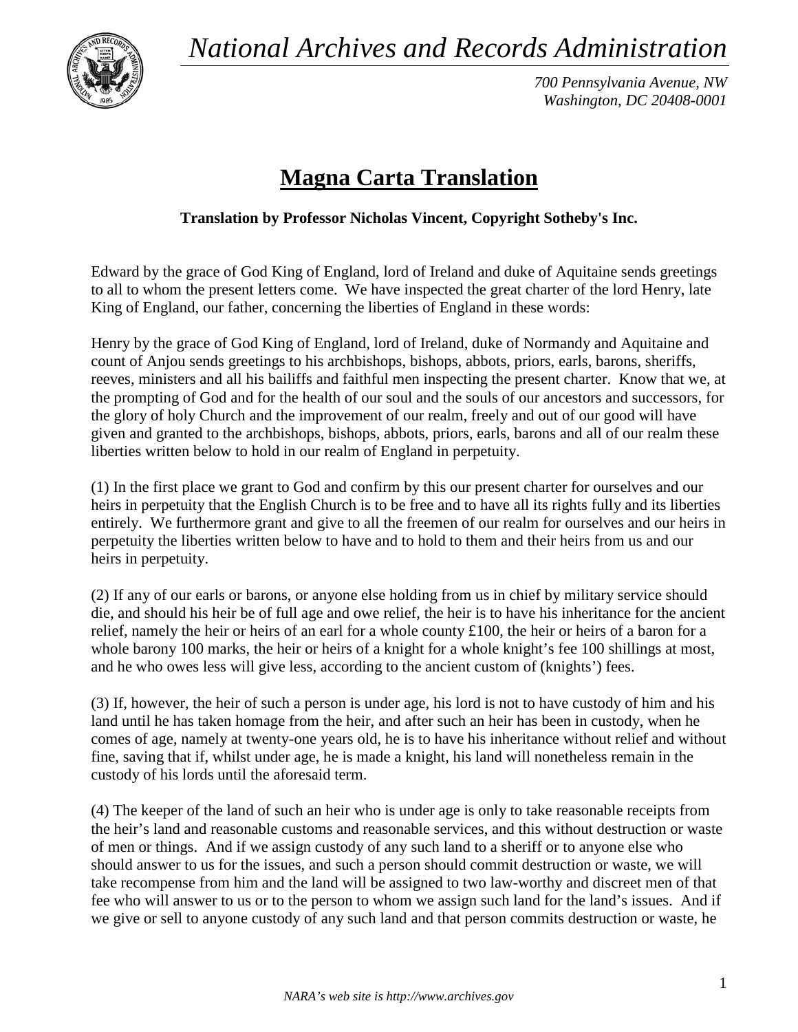*National Archives and Records Administration*

*700 Pennsylvania Avenue, NW*
*Washington, DC 20408-0001*

# Magna Carta Translation

**Translation by Professor Nicholas Vincent, Copyright Sotheby's Inc.**

Edward by the grace of God King of England, lord of Ireland and duke of Aquitaine sends greetings to all to whom the present letters come. We have inspected the great charter of the lord Henry, late King of England, our father, concerning the liberties of England in these words:

Henry by the grace of God King of England, lord of Ireland, duke of Normandy and Aquitaine and count of Anjou sends greetings to his archbishops, bishops, abbots, priors, earls, barons, sheriffs, reeves, ministers and all his bailiffs and faithful men inspecting the present charter. Know that we, at the prompting of God and for the health of our soul and the souls of our ancestors and successors, for the glory of holy Church and the improvement of our realm, freely and out of our good will have given and granted to the archbishops, bishops, abbots, priors, earls, barons and all of our realm these liberties written below to hold in our realm of England in perpetuity.

(1) In the first place we grant to God and confirm by this our present charter for ourselves and our heirs in perpetuity that the English Church is to be free and to have all its rights fully and its liberties entirely. We furthermore grant and give to all the freemen of our realm for ourselves and our heirs in perpetuity the liberties written below to have and to hold to them and their heirs from us and our heirs in perpetuity.

(2) If any of our earls or barons, or anyone else holding from us in chief by military service should die, and should his heir be of full age and owe relief, the heir is to have his inheritance for the ancient relief, namely the heir or heirs of an earl for a whole county £100, the heir or heirs of a baron for a whole barony 100 marks, the heir or heirs of a knight for a whole knight's fee 100 shillings at most, and he who owes less will give less, according to the ancient custom of (knights') fees.

(3) If, however, the heir of such a person is under age, his lord is not to have custody of him and his land until he has taken homage from the heir, and after such an heir has been in custody, when he comes of age, namely at twenty-one years old, he is to have his inheritance without relief and without fine, saving that if, whilst under age, he is made a knight, his land will nonetheless remain in the custody of his lords until the aforesaid term.

(4) The keeper of the land of such an heir who is under age is only to take reasonable receipts from the heir's land and reasonable customs and reasonable services, and this without destruction or waste of men or things. And if we assign custody of any such land to a sheriff or to anyone else who should answer to us for the issues, and such a person should commit destruction or waste, we will take recompense from him and the land will be assigned to two law-worthy and discreet men of that fee who will answer to us or to the person to whom we assign such land for the land's issues. And if we give or sell to anyone custody of any such land and that person commits destruction or waste, he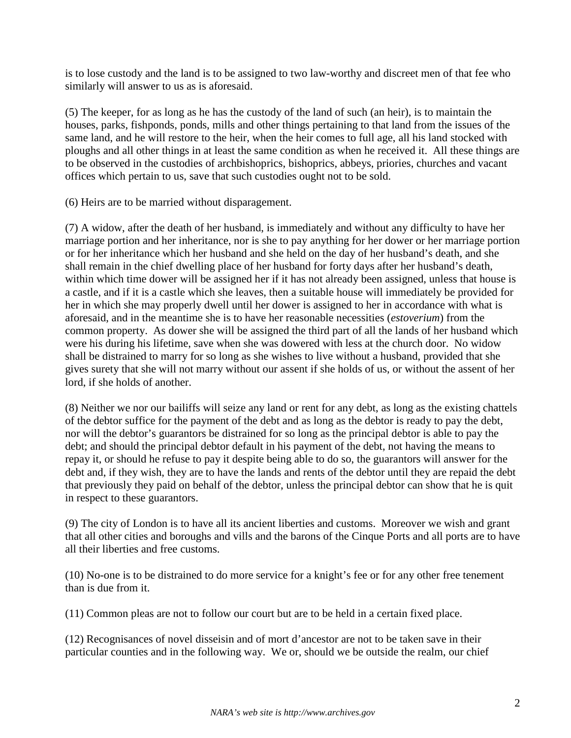is to lose custody and the land is to be assigned to two law-worthy and discreet men of that fee who similarly will answer to us as is aforesaid.

(5) The keeper, for as long as he has the custody of the land of such (an heir), is to maintain the houses, parks, fishponds, ponds, mills and other things pertaining to that land from the issues of the same land, and he will restore to the heir, when the heir comes to full age, all his land stocked with ploughs and all other things in at least the same condition as when he received it. All these things are to be observed in the custodies of archbishoprics, bishoprics, abbeys, priories, churches and vacant offices which pertain to us, save that such custodies ought not to be sold.

(6) Heirs are to be married without disparagement.

(7) A widow, after the death of her husband, is immediately and without any difficulty to have her marriage portion and her inheritance, nor is she to pay anything for her dower or her marriage portion or for her inheritance which her husband and she held on the day of her husband's death, and she shall remain in the chief dwelling place of her husband for forty days after her husband's death, within which time dower will be assigned her if it has not already been assigned, unless that house is a castle, and if it is a castle which she leaves, then a suitable house will immediately be provided for her in which she may properly dwell until her dower is assigned to her in accordance with what is aforesaid, and in the meantime she is to have her reasonable necessities (*estoverium*) from the common property. As dower she will be assigned the third part of all the lands of her husband which were his during his lifetime, save when she was dowered with less at the church door. No widow shall be distrained to marry for so long as she wishes to live without a husband, provided that she gives surety that she will not marry without our assent if she holds of us, or without the assent of her lord, if she holds of another.

(8) Neither we nor our bailiffs will seize any land or rent for any debt, as long as the existing chattels of the debtor suffice for the payment of the debt and as long as the debtor is ready to pay the debt, nor will the debtor's guarantors be distrained for so long as the principal debtor is able to pay the debt; and should the principal debtor default in his payment of the debt, not having the means to repay it, or should he refuse to pay it despite being able to do so, the guarantors will answer for the debt and, if they wish, they are to have the lands and rents of the debtor until they are repaid the debt that previously they paid on behalf of the debtor, unless the principal debtor can show that he is quit in respect to these guarantors.

(9) The city of London is to have all its ancient liberties and customs. Moreover we wish and grant that all other cities and boroughs and vills and the barons of the Cinque Ports and all ports are to have all their liberties and free customs.

(10) No-one is to be distrained to do more service for a knight's fee or for any other free tenement than is due from it.

(11) Common pleas are not to follow our court but are to be held in a certain fixed place.

(12) Recognisances of novel disseisin and of mort d'ancestor are not to be taken save in their particular counties and in the following way. We or, should we be outside the realm, our chief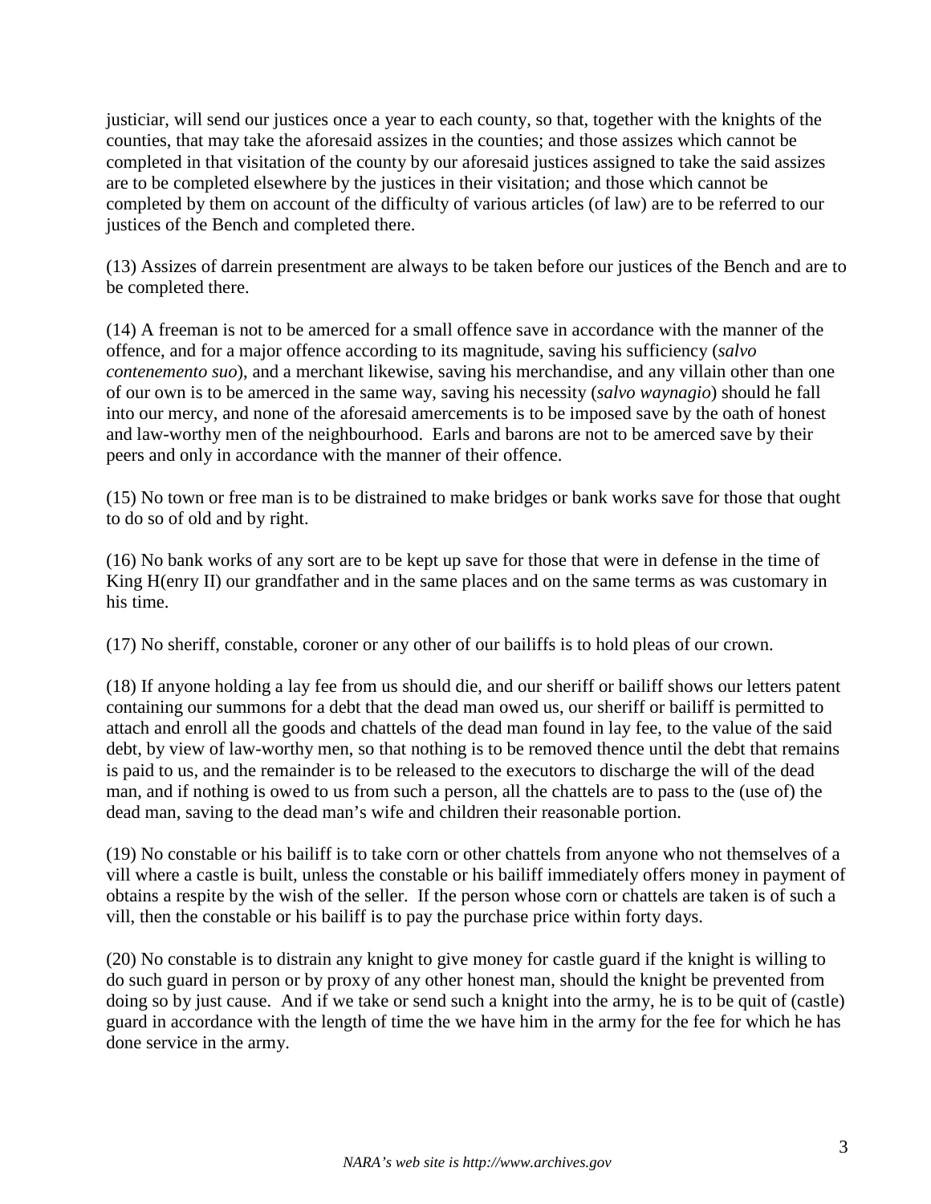justiciar, will send our justices once a year to each county, so that, together with the knights of the counties, that may take the aforesaid assizes in the counties; and those assizes which cannot be completed in that visitation of the county by our aforesaid justices assigned to take the said assizes are to be completed elsewhere by the justices in their visitation; and those which cannot be completed by them on account of the difficulty of various articles (of law) are to be referred to our justices of the Bench and completed there.

(13) Assizes of darrein presentment are always to be taken before our justices of the Bench and are to be completed there.

(14) A freeman is not to be amerced for a small offence save in accordance with the manner of the offence, and for a major offence according to its magnitude, saving his sufficiency (*salvo contenemento suo*), and a merchant likewise, saving his merchandise, and any villain other than one of our own is to be amerced in the same way, saving his necessity (*salvo waynagio*) should he fall into our mercy, and none of the aforesaid amercements is to be imposed save by the oath of honest and law-worthy men of the neighbourhood. Earls and barons are not to be amerced save by their peers and only in accordance with the manner of their offence.

(15) No town or free man is to be distrained to make bridges or bank works save for those that ought to do so of old and by right.

(16) No bank works of any sort are to be kept up save for those that were in defense in the time of King H(enry II) our grandfather and in the same places and on the same terms as was customary in his time.

(17) No sheriff, constable, coroner or any other of our bailiffs is to hold pleas of our crown.

(18) If anyone holding a lay fee from us should die, and our sheriff or bailiff shows our letters patent containing our summons for a debt that the dead man owed us, our sheriff or bailiff is permitted to attach and enroll all the goods and chattels of the dead man found in lay fee, to the value of the said debt, by view of law-worthy men, so that nothing is to be removed thence until the debt that remains is paid to us, and the remainder is to be released to the executors to discharge the will of the dead man, and if nothing is owed to us from such a person, all the chattels are to pass to the (use of) the dead man, saving to the dead man's wife and children their reasonable portion.

(19) No constable or his bailiff is to take corn or other chattels from anyone who not themselves of a vill where a castle is built, unless the constable or his bailiff immediately offers money in payment of obtains a respite by the wish of the seller. If the person whose corn or chattels are taken is of such a vill, then the constable or his bailiff is to pay the purchase price within forty days.

(20) No constable is to distrain any knight to give money for castle guard if the knight is willing to do such guard in person or by proxy of any other honest man, should the knight be prevented from doing so by just cause. And if we take or send such a knight into the army, he is to be quit of (castle) guard in accordance with the length of time the we have him in the army for the fee for which he has done service in the army.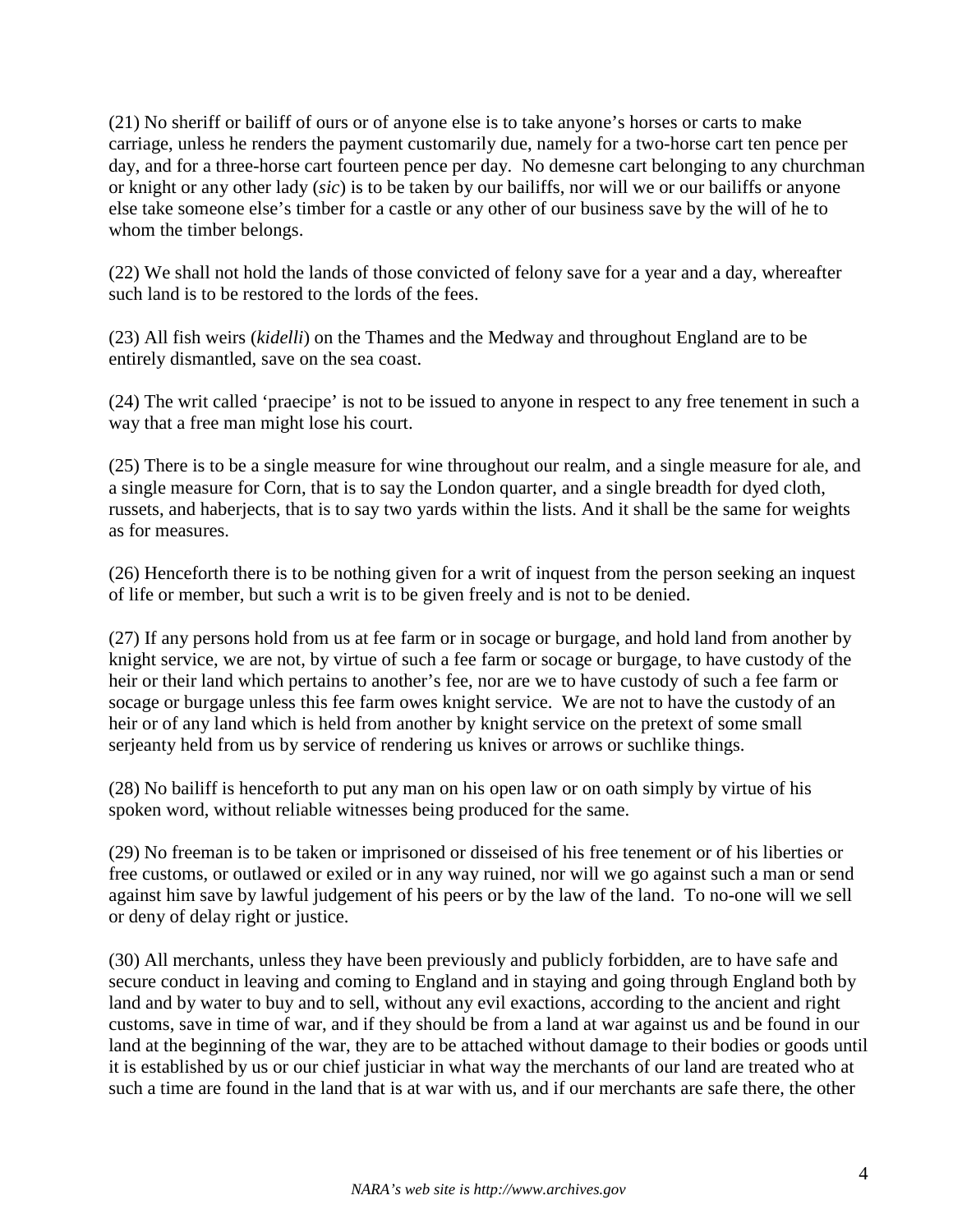(21) No sheriff or bailiff of ours or of anyone else is to take anyone's horses or carts to make carriage, unless he renders the payment customarily due, namely for a two-horse cart ten pence per day, and for a three-horse cart fourteen pence per day. No demesne cart belonging to any churchman or knight or any other lady (*sic*) is to be taken by our bailiffs, nor will we or our bailiffs or anyone else take someone else's timber for a castle or any other of our business save by the will of he to whom the timber belongs.

(22) We shall not hold the lands of those convicted of felony save for a year and a day, whereafter such land is to be restored to the lords of the fees.

(23) All fish weirs (*kidelli*) on the Thames and the Medway and throughout England are to be entirely dismantled, save on the sea coast.

(24) The writ called 'praecipe' is not to be issued to anyone in respect to any free tenement in such a way that a free man might lose his court.

(25) There is to be a single measure for wine throughout our realm, and a single measure for ale, and a single measure for Corn, that is to say the London quarter, and a single breadth for dyed cloth, russets, and haberjects, that is to say two yards within the lists. And it shall be the same for weights as for measures.

(26) Henceforth there is to be nothing given for a writ of inquest from the person seeking an inquest of life or member, but such a writ is to be given freely and is not to be denied.

(27) If any persons hold from us at fee farm or in socage or burgage, and hold land from another by knight service, we are not, by virtue of such a fee farm or socage or burgage, to have custody of the heir or their land which pertains to another's fee, nor are we to have custody of such a fee farm or socage or burgage unless this fee farm owes knight service. We are not to have the custody of an heir or of any land which is held from another by knight service on the pretext of some small serjeanty held from us by service of rendering us knives or arrows or suchlike things.

(28) No bailiff is henceforth to put any man on his open law or on oath simply by virtue of his spoken word, without reliable witnesses being produced for the same.

(29) No freeman is to be taken or imprisoned or disseised of his free tenement or of his liberties or free customs, or outlawed or exiled or in any way ruined, nor will we go against such a man or send against him save by lawful judgement of his peers or by the law of the land. To no-one will we sell or deny of delay right or justice.

(30) All merchants, unless they have been previously and publicly forbidden, are to have safe and secure conduct in leaving and coming to England and in staying and going through England both by land and by water to buy and to sell, without any evil exactions, according to the ancient and right customs, save in time of war, and if they should be from a land at war against us and be found in our land at the beginning of the war, they are to be attached without damage to their bodies or goods until it is established by us or our chief justiciar in what way the merchants of our land are treated who at such a time are found in the land that is at war with us, and if our merchants are safe there, the other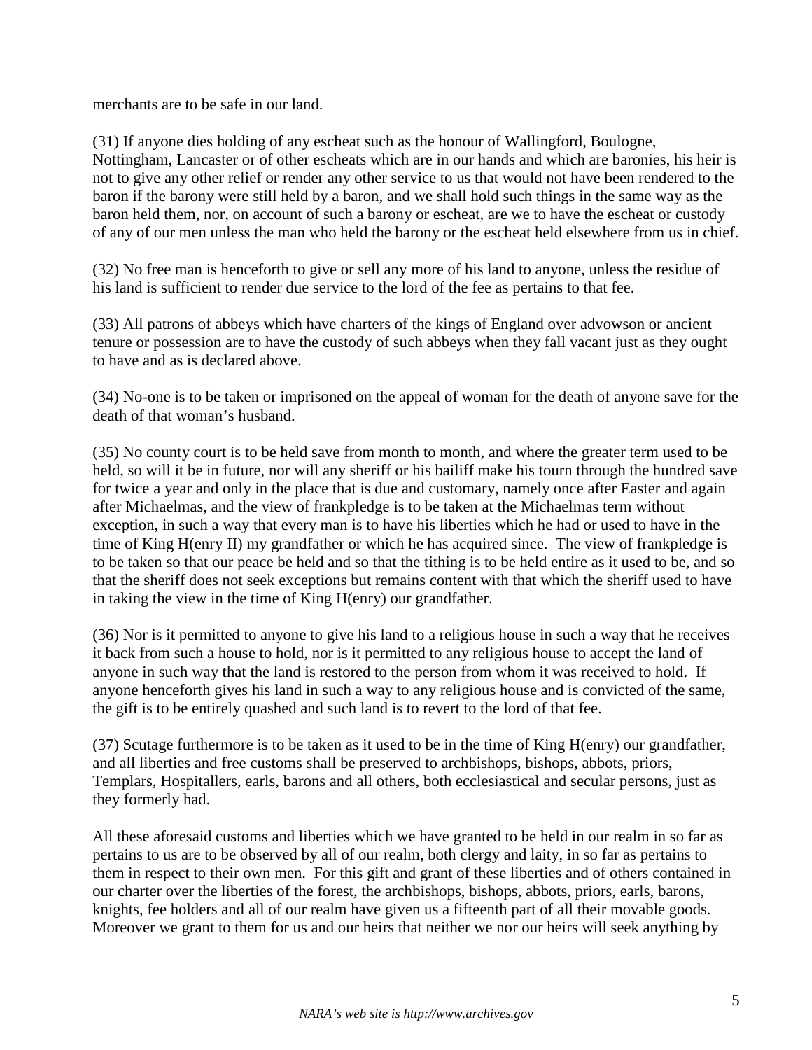merchants are to be safe in our land.

(31) If anyone dies holding of any escheat such as the honour of Wallingford, Boulogne, Nottingham, Lancaster or of other escheats which are in our hands and which are baronies, his heir is not to give any other relief or render any other service to us that would not have been rendered to the baron if the barony were still held by a baron, and we shall hold such things in the same way as the baron held them, nor, on account of such a barony or escheat, are we to have the escheat or custody of any of our men unless the man who held the barony or the escheat held elsewhere from us in chief.

(32) No free man is henceforth to give or sell any more of his land to anyone, unless the residue of his land is sufficient to render due service to the lord of the fee as pertains to that fee.

(33) All patrons of abbeys which have charters of the kings of England over advowson or ancient tenure or possession are to have the custody of such abbeys when they fall vacant just as they ought to have and as is declared above.

(34) No-one is to be taken or imprisoned on the appeal of woman for the death of anyone save for the death of that woman's husband.

(35) No county court is to be held save from month to month, and where the greater term used to be held, so will it be in future, nor will any sheriff or his bailiff make his tourn through the hundred save for twice a year and only in the place that is due and customary, namely once after Easter and again after Michaelmas, and the view of frankpledge is to be taken at the Michaelmas term without exception, in such a way that every man is to have his liberties which he had or used to have in the time of King H(enry II) my grandfather or which he has acquired since. The view of frankpledge is to be taken so that our peace be held and so that the tithing is to be held entire as it used to be, and so that the sheriff does not seek exceptions but remains content with that which the sheriff used to have in taking the view in the time of King H(enry) our grandfather.

(36) Nor is it permitted to anyone to give his land to a religious house in such a way that he receives it back from such a house to hold, nor is it permitted to any religious house to accept the land of anyone in such way that the land is restored to the person from whom it was received to hold. If anyone henceforth gives his land in such a way to any religious house and is convicted of the same, the gift is to be entirely quashed and such land is to revert to the lord of that fee.

(37) Scutage furthermore is to be taken as it used to be in the time of King H(enry) our grandfather, and all liberties and free customs shall be preserved to archbishops, bishops, abbots, priors, Templars, Hospitallers, earls, barons and all others, both ecclesiastical and secular persons, just as they formerly had.

All these aforesaid customs and liberties which we have granted to be held in our realm in so far as pertains to us are to be observed by all of our realm, both clergy and laity, in so far as pertains to them in respect to their own men. For this gift and grant of these liberties and of others contained in our charter over the liberties of the forest, the archbishops, bishops, abbots, priors, earls, barons, knights, fee holders and all of our realm have given us a fifteenth part of all their movable goods. Moreover we grant to them for us and our heirs that neither we nor our heirs will seek anything by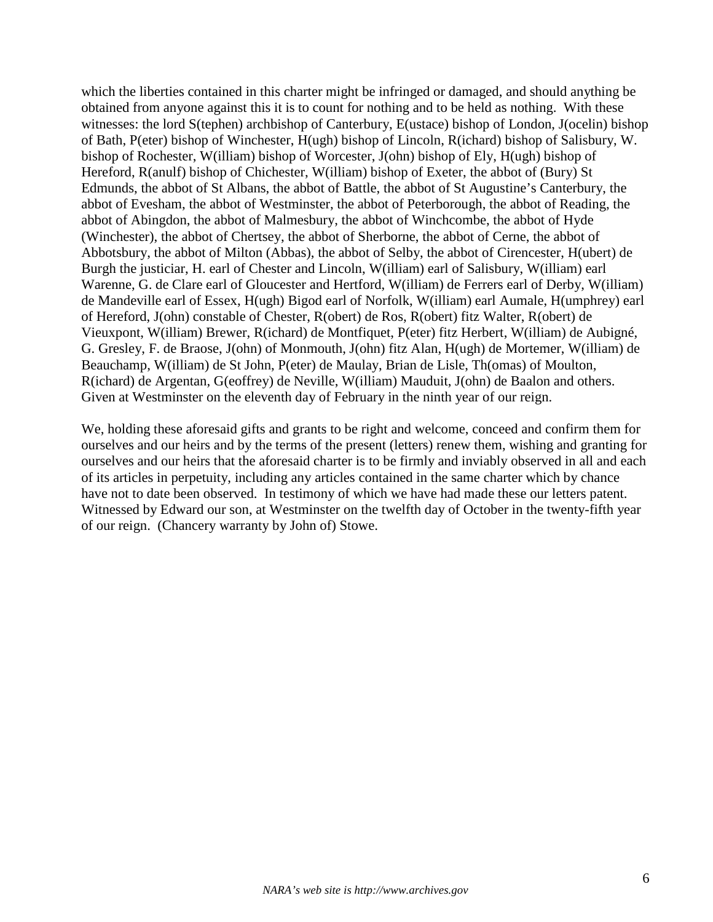which the liberties contained in this charter might be infringed or damaged, and should anything be obtained from anyone against this it is to count for nothing and to be held as nothing. With these witnesses: the lord S(tephen) archbishop of Canterbury, E(ustace) bishop of London, J(ocelin) bishop of Bath, P(eter) bishop of Winchester, H(ugh) bishop of Lincoln, R(ichard) bishop of Salisbury, W. bishop of Rochester, W(illiam) bishop of Worcester, J(ohn) bishop of Ely, H(ugh) bishop of Hereford, R(anulf) bishop of Chichester, W(illiam) bishop of Exeter, the abbot of (Bury) St Edmunds, the abbot of St Albans, the abbot of Battle, the abbot of St Augustine's Canterbury, the abbot of Evesham, the abbot of Westminster, the abbot of Peterborough, the abbot of Reading, the abbot of Abingdon, the abbot of Malmesbury, the abbot of Winchcombe, the abbot of Hyde (Winchester), the abbot of Chertsey, the abbot of Sherborne, the abbot of Cerne, the abbot of Abbotsbury, the abbot of Milton (Abbas), the abbot of Selby, the abbot of Cirencester, H(ubert) de Burgh the justiciar, H. earl of Chester and Lincoln, W(illiam) earl of Salisbury, W(illiam) earl Warenne, G. de Clare earl of Gloucester and Hertford, W(illiam) de Ferrers earl of Derby, W(illiam) de Mandeville earl of Essex, H(ugh) Bigod earl of Norfolk, W(illiam) earl Aumale, H(umphrey) earl of Hereford, J(ohn) constable of Chester, R(obert) de Ros, R(obert) fitz Walter, R(obert) de Vieuxpont, W(illiam) Brewer, R(ichard) de Montfiquet, P(eter) fitz Herbert, W(illiam) de Aubigné, G. Gresley, F. de Braose, J(ohn) of Monmouth, J(ohn) fitz Alan, H(ugh) de Mortemer, W(illiam) de Beauchamp, W(illiam) de St John, P(eter) de Maulay, Brian de Lisle, Th(omas) of Moulton, R(ichard) de Argentan, G(eoffrey) de Neville, W(illiam) Mauduit, J(ohn) de Baalon and others. Given at Westminster on the eleventh day of February in the ninth year of our reign.

We, holding these aforesaid gifts and grants to be right and welcome, conceed and confirm them for ourselves and our heirs and by the terms of the present (letters) renew them, wishing and granting for ourselves and our heirs that the aforesaid charter is to be firmly and inviably observed in all and each of its articles in perpetuity, including any articles contained in the same charter which by chance have not to date been observed. In testimony of which we have had made these our letters patent. Witnessed by Edward our son, at Westminster on the twelfth day of October in the twenty-fifth year of our reign. (Chancery warranty by John of) Stowe.